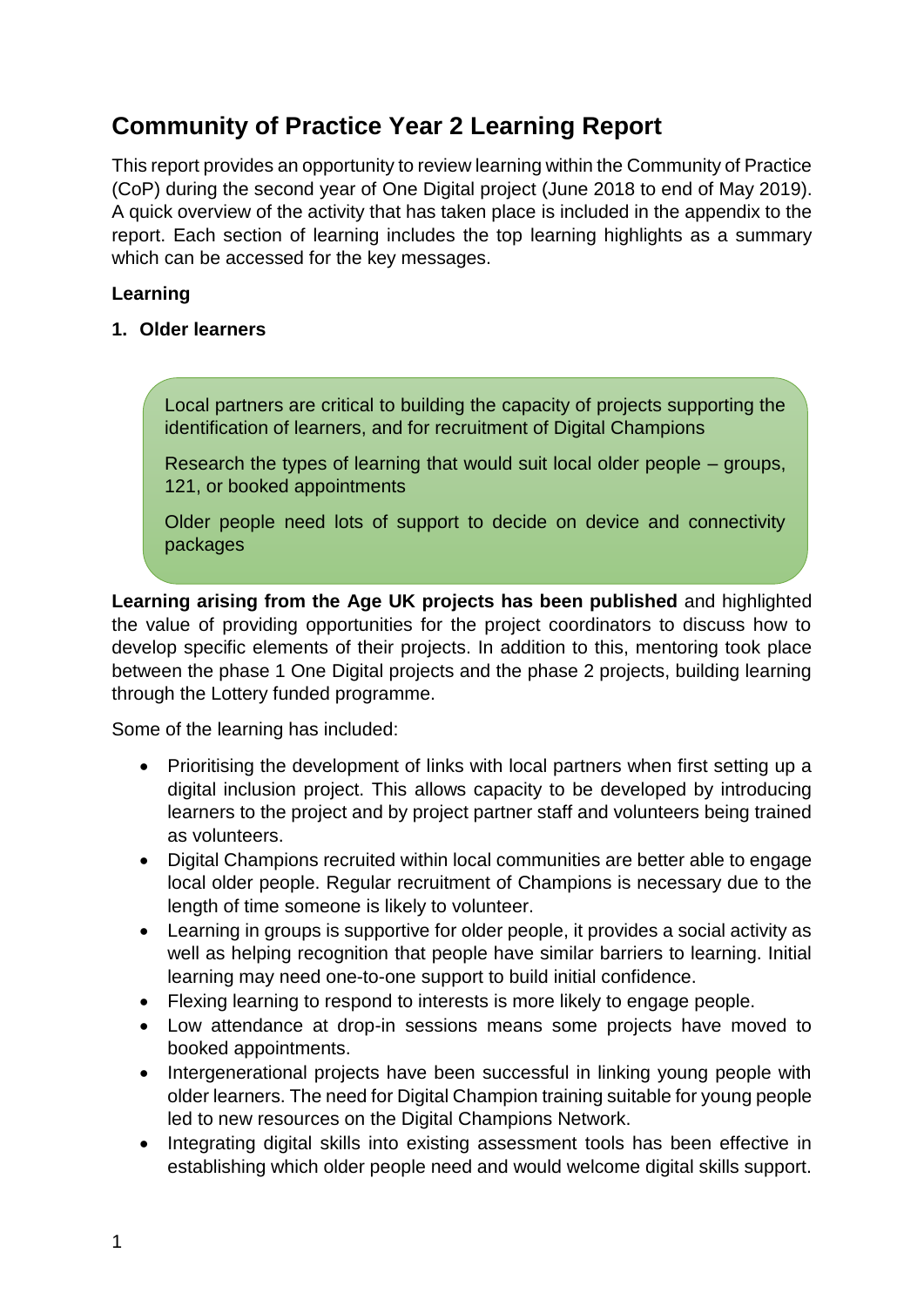# Community of Practice Year 2 Learning Report

This report provides an opportunity to review learning within the Community of Practice (CoP) during the second year of One Digital project (June 2018 to end of May 2019). A quick overview of the activity that has taken place is included in the appendix to the report. Each section of learning includes the top learning highlights as a summary which can be accessed for the key messages.

**Learning**

## 1. Older learners

> Local partners are critical to building the capacity of projects supporting the identification of learners, and for recruitment of Digital Champions
>
> Research the types of learning that would suit local older people – groups, 121, or booked appointments
>
> Older people need lots of support to decide on device and connectivity packages

**Learning arising from the Age UK projects has been published** and highlighted the value of providing opportunities for the project coordinators to discuss how to develop specific elements of their projects. In addition to this, mentoring took place between the phase 1 One Digital projects and the phase 2 projects, building learning through the Lottery funded programme.

Some of the learning has included:

- Prioritising the development of links with local partners when first setting up a digital inclusion project. This allows capacity to be developed by introducing learners to the project and by project partner staff and volunteers being trained as volunteers.
- Digital Champions recruited within local communities are better able to engage local older people. Regular recruitment of Champions is necessary due to the length of time someone is likely to volunteer.
- Learning in groups is supportive for older people, it provides a social activity as well as helping recognition that people have similar barriers to learning. Initial learning may need one-to-one support to build initial confidence.
- Flexing learning to respond to interests is more likely to engage people.
- Low attendance at drop-in sessions means some projects have moved to booked appointments.
- Intergenerational projects have been successful in linking young people with older learners. The need for Digital Champion training suitable for young people led to new resources on the Digital Champions Network.
- Integrating digital skills into existing assessment tools has been effective in establishing which older people need and would welcome digital skills support.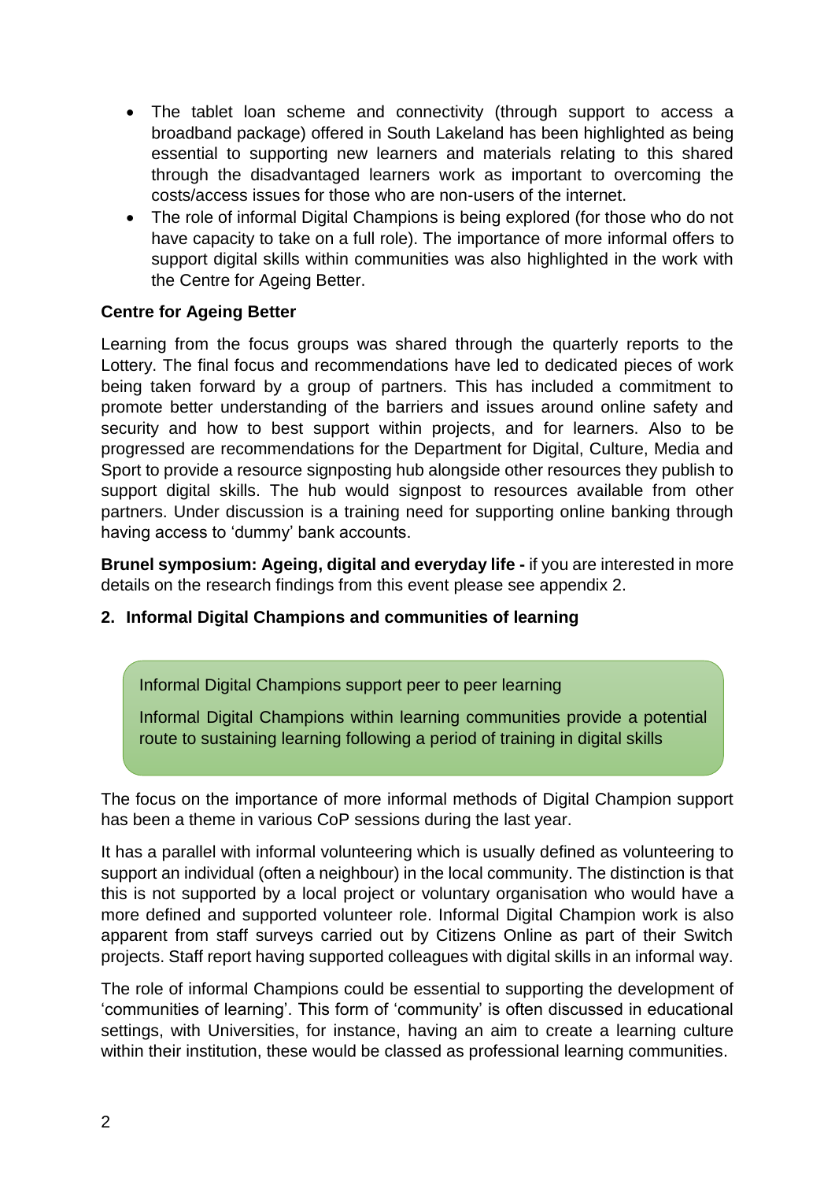- The tablet loan scheme and connectivity (through support to access a broadband package) offered in South Lakeland has been highlighted as being essential to supporting new learners and materials relating to this shared through the disadvantaged learners work as important to overcoming the costs/access issues for those who are non-users of the internet.
- The role of informal Digital Champions is being explored (for those who do not have capacity to take on a full role). The importance of more informal offers to support digital skills within communities was also highlighted in the work with the Centre for Ageing Better.

**Centre for Ageing Better**

Learning from the focus groups was shared through the quarterly reports to the Lottery. The final focus and recommendations have led to dedicated pieces of work being taken forward by a group of partners. This has included a commitment to promote better understanding of the barriers and issues around online safety and security and how to best support within projects, and for learners. Also to be progressed are recommendations for the Department for Digital, Culture, Media and Sport to provide a resource signposting hub alongside other resources they publish to support digital skills. The hub would signpost to resources available from other partners. Under discussion is a training need for supporting online banking through having access to 'dummy' bank accounts.

**Brunel symposium: Ageing, digital and everyday life -** if you are interested in more details on the research findings from this event please see appendix 2.

## 2. Informal Digital Champions and communities of learning

> Informal Digital Champions support peer to peer learning
>
> Informal Digital Champions within learning communities provide a potential route to sustaining learning following a period of training in digital skills

The focus on the importance of more informal methods of Digital Champion support has been a theme in various CoP sessions during the last year.

It has a parallel with informal volunteering which is usually defined as volunteering to support an individual (often a neighbour) in the local community. The distinction is that this is not supported by a local project or voluntary organisation who would have a more defined and supported volunteer role. Informal Digital Champion work is also apparent from staff surveys carried out by Citizens Online as part of their Switch projects. Staff report having supported colleagues with digital skills in an informal way.

The role of informal Champions could be essential to supporting the development of 'communities of learning'. This form of 'community' is often discussed in educational settings, with Universities, for instance, having an aim to create a learning culture within their institution, these would be classed as professional learning communities.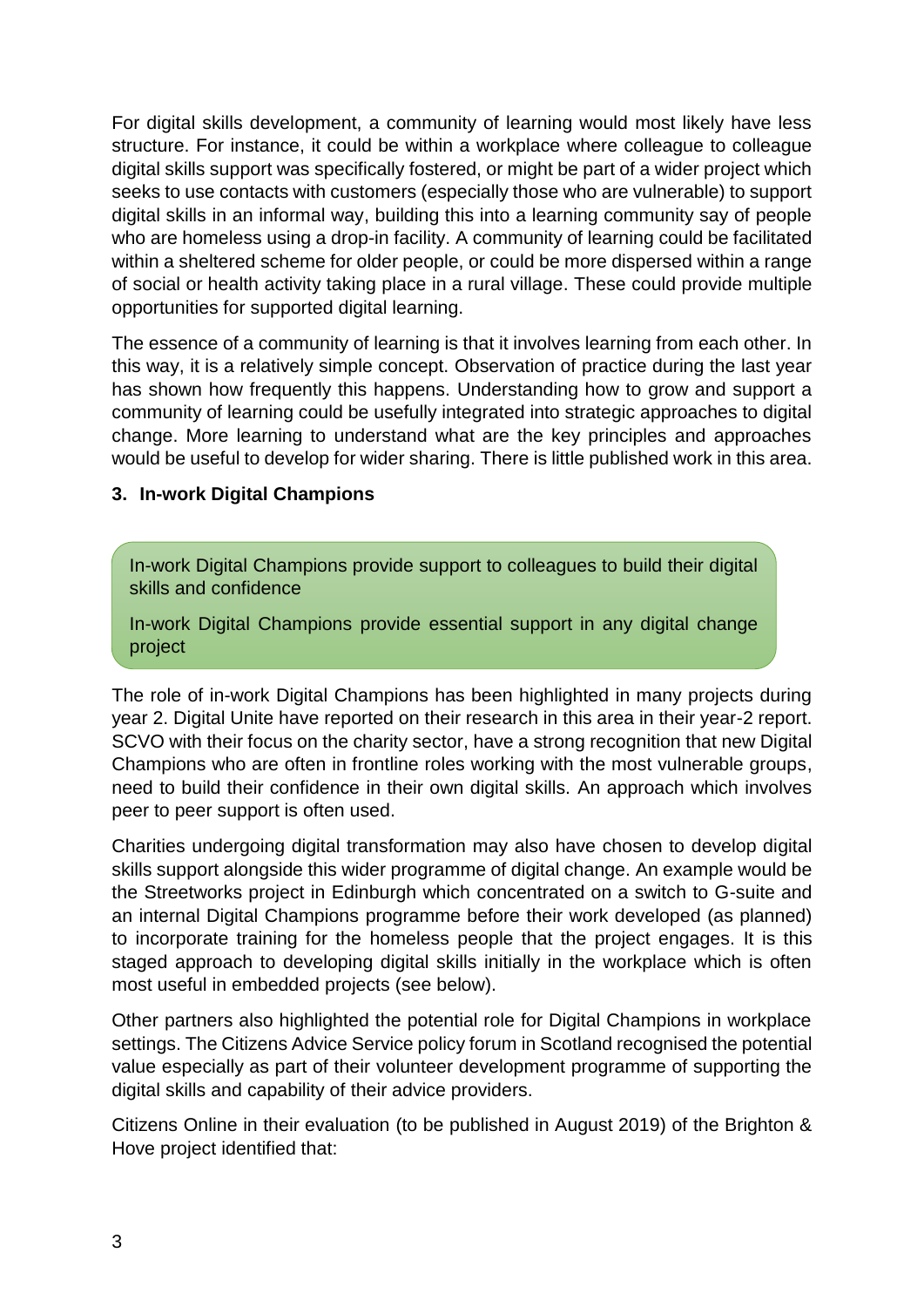For digital skills development, a community of learning would most likely have less structure. For instance, it could be within a workplace where colleague to colleague digital skills support was specifically fostered, or might be part of a wider project which seeks to use contacts with customers (especially those who are vulnerable) to support digital skills in an informal way, building this into a learning community say of people who are homeless using a drop-in facility. A community of learning could be facilitated within a sheltered scheme for older people, or could be more dispersed within a range of social or health activity taking place in a rural village. These could provide multiple opportunities for supported digital learning.

The essence of a community of learning is that it involves learning from each other. In this way, it is a relatively simple concept. Observation of practice during the last year has shown how frequently this happens. Understanding how to grow and support a community of learning could be usefully integrated into strategic approaches to digital change. More learning to understand what are the key principles and approaches would be useful to develop for wider sharing. There is little published work in this area.

### 3. In-work Digital Champions

> In-work Digital Champions provide support to colleagues to build their digital skills and confidence
>
> In-work Digital Champions provide essential support in any digital change project

The role of in-work Digital Champions has been highlighted in many projects during year 2. Digital Unite have reported on their research in this area in their year-2 report. SCVO with their focus on the charity sector, have a strong recognition that new Digital Champions who are often in frontline roles working with the most vulnerable groups, need to build their confidence in their own digital skills. An approach which involves peer to peer support is often used.

Charities undergoing digital transformation may also have chosen to develop digital skills support alongside this wider programme of digital change. An example would be the Streetworks project in Edinburgh which concentrated on a switch to G-suite and an internal Digital Champions programme before their work developed (as planned) to incorporate training for the homeless people that the project engages. It is this staged approach to developing digital skills initially in the workplace which is often most useful in embedded projects (see below).

Other partners also highlighted the potential role for Digital Champions in workplace settings. The Citizens Advice Service policy forum in Scotland recognised the potential value especially as part of their volunteer development programme of supporting the digital skills and capability of their advice providers.

Citizens Online in their evaluation (to be published in August 2019) of the Brighton & Hove project identified that: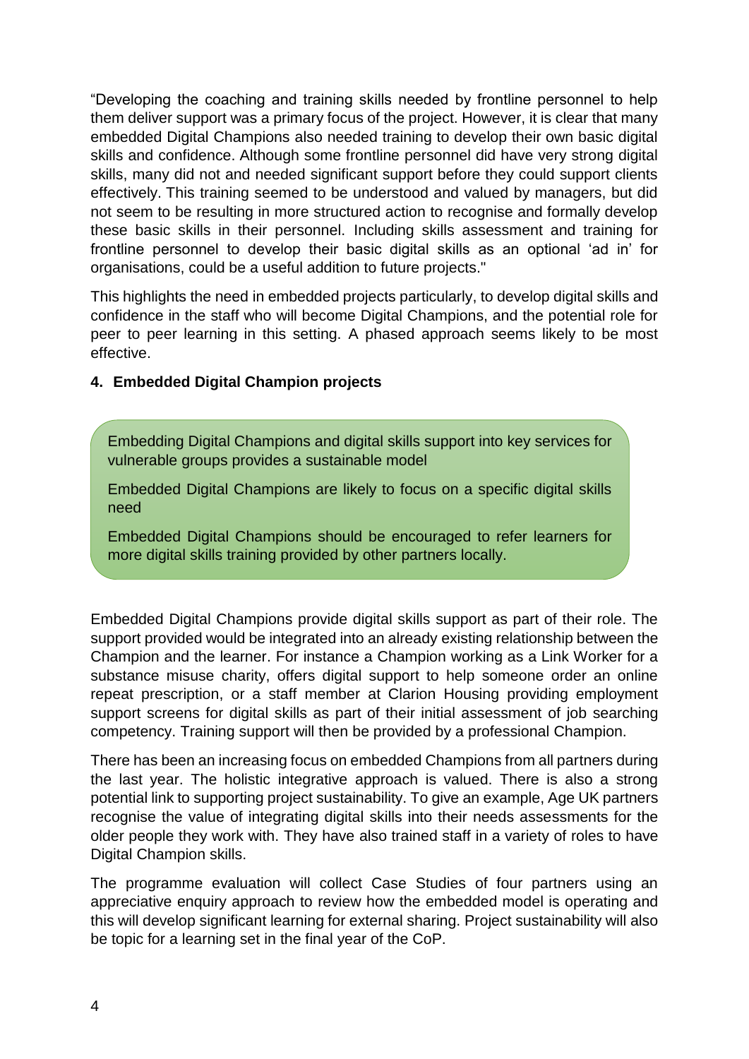"Developing the coaching and training skills needed by frontline personnel to help them deliver support was a primary focus of the project. However, it is clear that many embedded Digital Champions also needed training to develop their own basic digital skills and confidence. Although some frontline personnel did have very strong digital skills, many did not and needed significant support before they could support clients effectively. This training seemed to be understood and valued by managers, but did not seem to be resulting in more structured action to recognise and formally develop these basic skills in their personnel. Including skills assessment and training for frontline personnel to develop their basic digital skills as an optional 'ad in' for organisations, could be a useful addition to future projects."

This highlights the need in embedded projects particularly, to develop digital skills and confidence in the staff who will become Digital Champions, and the potential role for peer to peer learning in this setting. A phased approach seems likely to be most effective.

### 4. Embedded Digital Champion projects

> Embedding Digital Champions and digital skills support into key services for vulnerable groups provides a sustainable model
>
> Embedded Digital Champions are likely to focus on a specific digital skills need
>
> Embedded Digital Champions should be encouraged to refer learners for more digital skills training provided by other partners locally.

Embedded Digital Champions provide digital skills support as part of their role. The support provided would be integrated into an already existing relationship between the Champion and the learner. For instance a Champion working as a Link Worker for a substance misuse charity, offers digital support to help someone order an online repeat prescription, or a staff member at Clarion Housing providing employment support screens for digital skills as part of their initial assessment of job searching competency. Training support will then be provided by a professional Champion.

There has been an increasing focus on embedded Champions from all partners during the last year. The holistic integrative approach is valued. There is also a strong potential link to supporting project sustainability. To give an example, Age UK partners recognise the value of integrating digital skills into their needs assessments for the older people they work with. They have also trained staff in a variety of roles to have Digital Champion skills.

The programme evaluation will collect Case Studies of four partners using an appreciative enquiry approach to review how the embedded model is operating and this will develop significant learning for external sharing. Project sustainability will also be topic for a learning set in the final year of the CoP.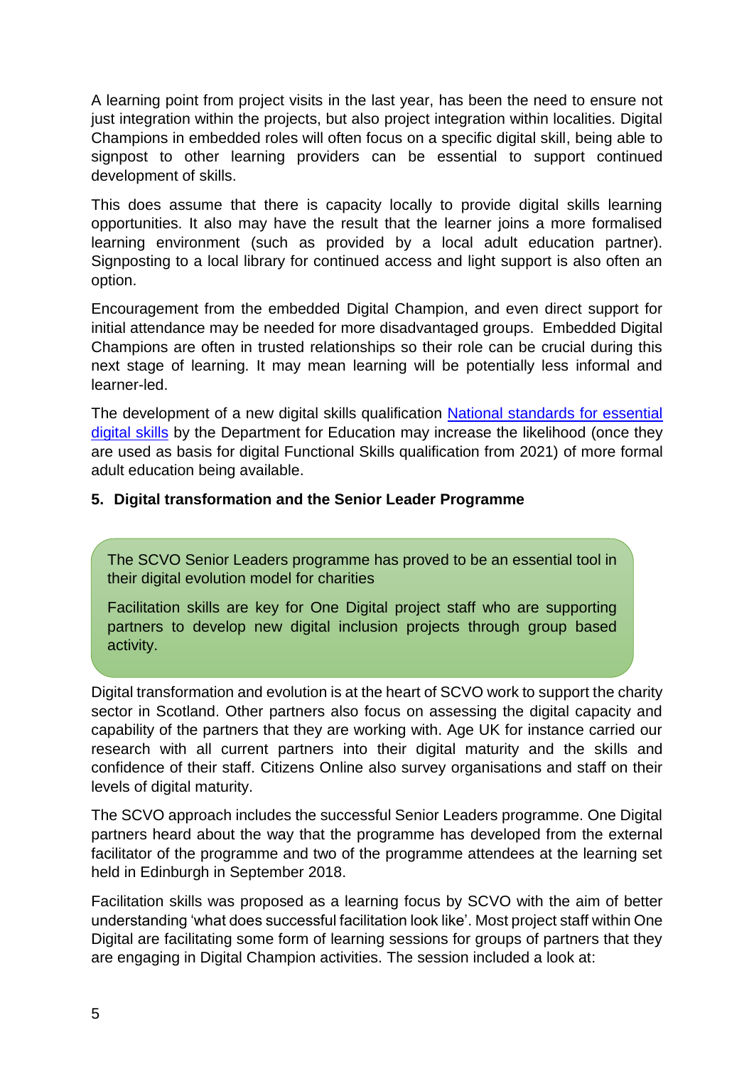A learning point from project visits in the last year, has been the need to ensure not just integration within the projects, but also project integration within localities. Digital Champions in embedded roles will often focus on a specific digital skill, being able to signpost to other learning providers can be essential to support continued development of skills.

This does assume that there is capacity locally to provide digital skills learning opportunities. It also may have the result that the learner joins a more formalised learning environment (such as provided by a local adult education partner). Signposting to a local library for continued access and light support is also often an option.

Encouragement from the embedded Digital Champion, and even direct support for initial attendance may be needed for more disadvantaged groups. Embedded Digital Champions are often in trusted relationships so their role can be crucial during this next stage of learning. It may mean learning will be potentially less informal and learner-led.

The development of a new digital skills qualification [National standards for essential digital skills] by the Department for Education may increase the likelihood (once they are used as basis for digital Functional Skills qualification from 2021) of more formal adult education being available.

## 5. Digital transformation and the Senior Leader Programme

> The SCVO Senior Leaders programme has proved to be an essential tool in their digital evolution model for charities
>
> Facilitation skills are key for One Digital project staff who are supporting partners to develop new digital inclusion projects through group based activity.

Digital transformation and evolution is at the heart of SCVO work to support the charity sector in Scotland. Other partners also focus on assessing the digital capacity and capability of the partners that they are working with. Age UK for instance carried our research with all current partners into their digital maturity and the skills and confidence of their staff. Citizens Online also survey organisations and staff on their levels of digital maturity.

The SCVO approach includes the successful Senior Leaders programme. One Digital partners heard about the way that the programme has developed from the external facilitator of the programme and two of the programme attendees at the learning set held in Edinburgh in September 2018.

Facilitation skills was proposed as a learning focus by SCVO with the aim of better understanding 'what does successful facilitation look like'. Most project staff within One Digital are facilitating some form of learning sessions for groups of partners that they are engaging in Digital Champion activities. The session included a look at: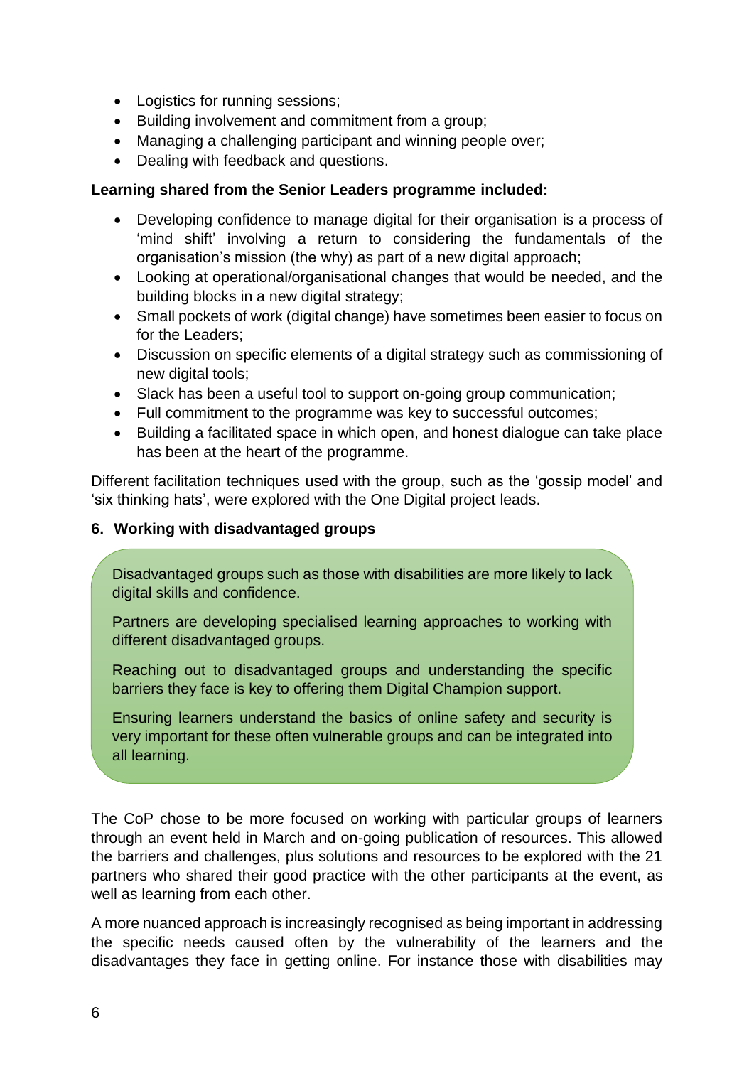- Logistics for running sessions;
- Building involvement and commitment from a group;
- Managing a challenging participant and winning people over;
- Dealing with feedback and questions.

**Learning shared from the Senior Leaders programme included:**

- Developing confidence to manage digital for their organisation is a process of 'mind shift' involving a return to considering the fundamentals of the organisation's mission (the why) as part of a new digital approach;
- Looking at operational/organisational changes that would be needed, and the building blocks in a new digital strategy;
- Small pockets of work (digital change) have sometimes been easier to focus on for the Leaders;
- Discussion on specific elements of a digital strategy such as commissioning of new digital tools;
- Slack has been a useful tool to support on-going group communication;
- Full commitment to the programme was key to successful outcomes;
- Building a facilitated space in which open, and honest dialogue can take place has been at the heart of the programme.

Different facilitation techniques used with the group, such as the 'gossip model' and 'six thinking hats', were explored with the One Digital project leads.

### 6. Working with disadvantaged groups

> Disadvantaged groups such as those with disabilities are more likely to lack digital skills and confidence.
>
> Partners are developing specialised learning approaches to working with different disadvantaged groups.
>
> Reaching out to disadvantaged groups and understanding the specific barriers they face is key to offering them Digital Champion support.
>
> Ensuring learners understand the basics of online safety and security is very important for these often vulnerable groups and can be integrated into all learning.

The CoP chose to be more focused on working with particular groups of learners through an event held in March and on-going publication of resources. This allowed the barriers and challenges, plus solutions and resources to be explored with the 21 partners who shared their good practice with the other participants at the event, as well as learning from each other.

A more nuanced approach is increasingly recognised as being important in addressing the specific needs caused often by the vulnerability of the learners and the disadvantages they face in getting online. For instance those with disabilities may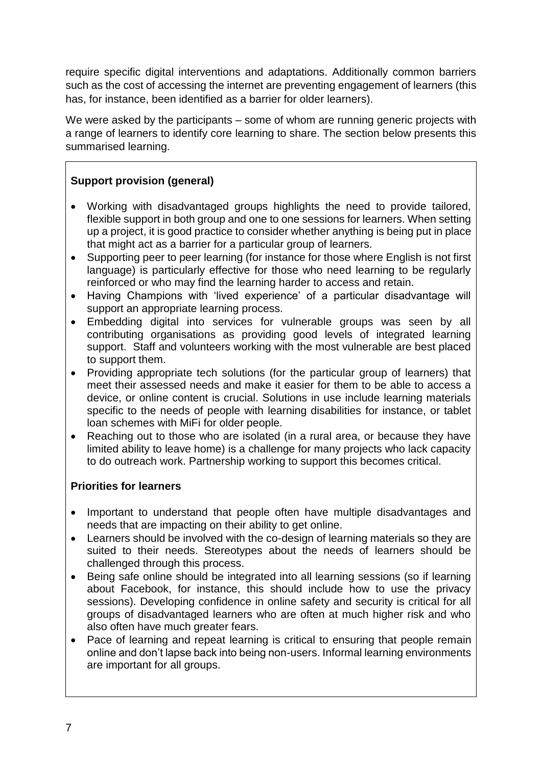require specific digital interventions and adaptations. Additionally common barriers such as the cost of accessing the internet are preventing engagement of learners (this has, for instance, been identified as a barrier for older learners).

We were asked by the participants – some of whom are running generic projects with a range of learners to identify core learning to share. The section below presents this summarised learning.

**Support provision (general)**

- Working with disadvantaged groups highlights the need to provide tailored, flexible support in both group and one to one sessions for learners. When setting up a project, it is good practice to consider whether anything is being put in place that might act as a barrier for a particular group of learners.
- Supporting peer to peer learning (for instance for those where English is not first language) is particularly effective for those who need learning to be regularly reinforced or who may find the learning harder to access and retain.
- Having Champions with 'lived experience' of a particular disadvantage will support an appropriate learning process.
- Embedding digital into services for vulnerable groups was seen by all contributing organisations as providing good levels of integrated learning support. Staff and volunteers working with the most vulnerable are best placed to support them.
- Providing appropriate tech solutions (for the particular group of learners) that meet their assessed needs and make it easier for them to be able to access a device, or online content is crucial. Solutions in use include learning materials specific to the needs of people with learning disabilities for instance, or tablet loan schemes with MiFi for older people.
- Reaching out to those who are isolated (in a rural area, or because they have limited ability to leave home) is a challenge for many projects who lack capacity to do outreach work. Partnership working to support this becomes critical.

**Priorities for learners**

- Important to understand that people often have multiple disadvantages and needs that are impacting on their ability to get online.
- Learners should be involved with the co-design of learning materials so they are suited to their needs. Stereotypes about the needs of learners should be challenged through this process.
- Being safe online should be integrated into all learning sessions (so if learning about Facebook, for instance, this should include how to use the privacy sessions). Developing confidence in online safety and security is critical for all groups of disadvantaged learners who are often at much higher risk and who also often have much greater fears.
- Pace of learning and repeat learning is critical to ensuring that people remain online and don't lapse back into being non-users. Informal learning environments are important for all groups.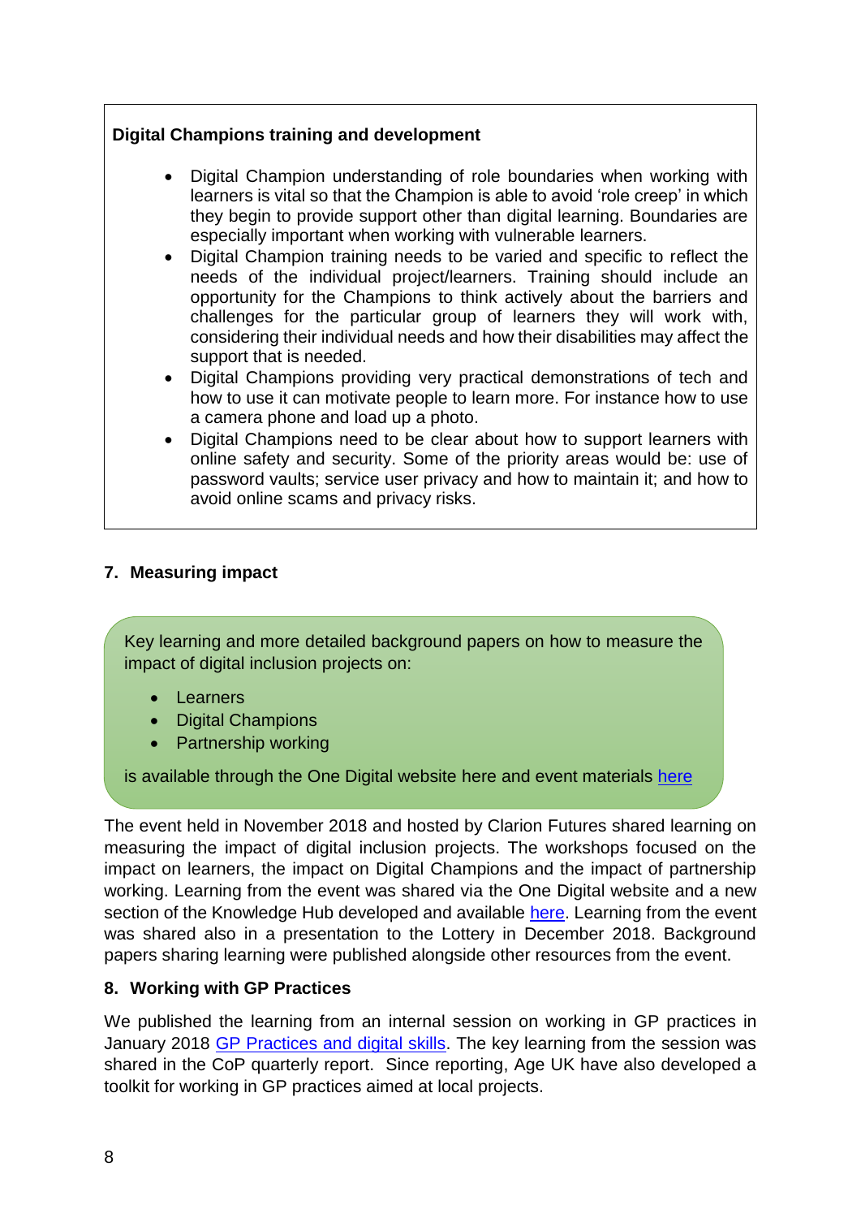**Digital Champions training and development**

- Digital Champion understanding of role boundaries when working with learners is vital so that the Champion is able to avoid 'role creep' in which they begin to provide support other than digital learning. Boundaries are especially important when working with vulnerable learners.
- Digital Champion training needs to be varied and specific to reflect the needs of the individual project/learners. Training should include an opportunity for the Champions to think actively about the barriers and challenges for the particular group of learners they will work with, considering their individual needs and how their disabilities may affect the support that is needed.
- Digital Champions providing very practical demonstrations of tech and how to use it can motivate people to learn more. For instance how to use a camera phone and load up a photo.
- Digital Champions need to be clear about how to support learners with online safety and security. Some of the priority areas would be: use of password vaults; service user privacy and how to maintain it; and how to avoid online scams and privacy risks.

## 7. Measuring impact

Key learning and more detailed background papers on how to measure the impact of digital inclusion projects on:

- Learners
- Digital Champions
- Partnership working

is available through the One Digital website here and event materials here

The event held in November 2018 and hosted by Clarion Futures shared learning on measuring the impact of digital inclusion projects. The workshops focused on the impact on learners, the impact on Digital Champions and the impact of partnership working. Learning from the event was shared via the One Digital website and a new section of the Knowledge Hub developed and available here. Learning from the event was shared also in a presentation to the Lottery in December 2018. Background papers sharing learning were published alongside other resources from the event.

## 8. Working with GP Practices

We published the learning from an internal session on working in GP practices in January 2018 GP Practices and digital skills. The key learning from the session was shared in the CoP quarterly report. Since reporting, Age UK have also developed a toolkit for working in GP practices aimed at local projects.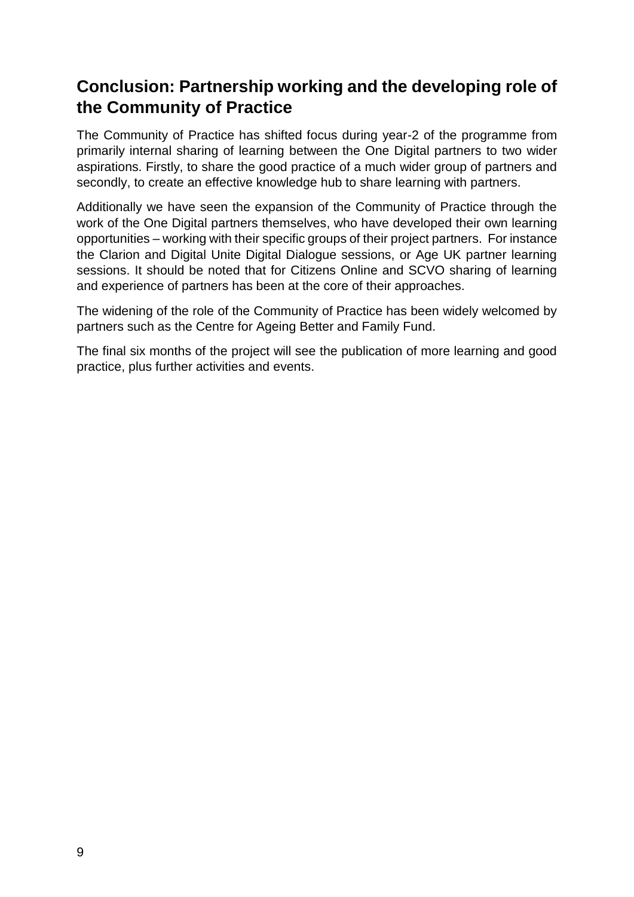## Conclusion: Partnership working and the developing role of the Community of Practice

The Community of Practice has shifted focus during year-2 of the programme from primarily internal sharing of learning between the One Digital partners to two wider aspirations. Firstly, to share the good practice of a much wider group of partners and secondly, to create an effective knowledge hub to share learning with partners.

Additionally we have seen the expansion of the Community of Practice through the work of the One Digital partners themselves, who have developed their own learning opportunities – working with their specific groups of their project partners. For instance the Clarion and Digital Unite Digital Dialogue sessions, or Age UK partner learning sessions. It should be noted that for Citizens Online and SCVO sharing of learning and experience of partners has been at the core of their approaches.

The widening of the role of the Community of Practice has been widely welcomed by partners such as the Centre for Ageing Better and Family Fund.

The final six months of the project will see the publication of more learning and good practice, plus further activities and events.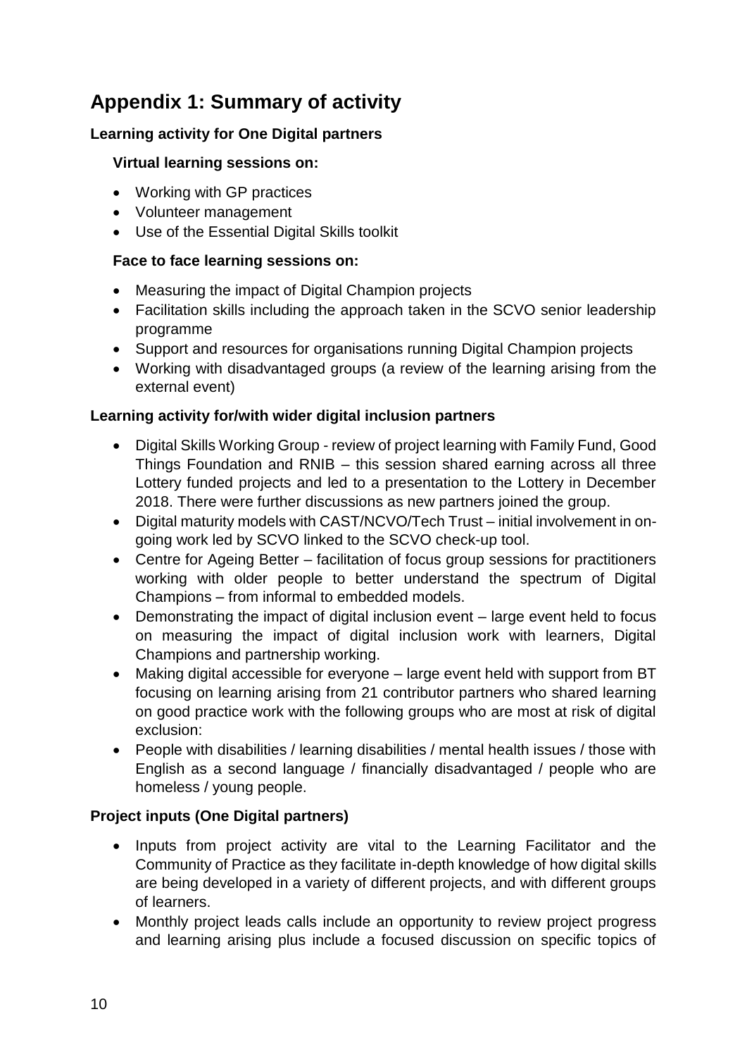# Appendix 1: Summary of activity

### Learning activity for One Digital partners

#### Virtual learning sessions on:

- Working with GP practices
- Volunteer management
- Use of the Essential Digital Skills toolkit

#### Face to face learning sessions on:

- Measuring the impact of Digital Champion projects
- Facilitation skills including the approach taken in the SCVO senior leadership programme
- Support and resources for organisations running Digital Champion projects
- Working with disadvantaged groups (a review of the learning arising from the external event)

### Learning activity for/with wider digital inclusion partners

- Digital Skills Working Group - review of project learning with Family Fund, Good Things Foundation and RNIB – this session shared earning across all three Lottery funded projects and led to a presentation to the Lottery in December 2018. There were further discussions as new partners joined the group.
- Digital maturity models with CAST/NCVO/Tech Trust – initial involvement in on-going work led by SCVO linked to the SCVO check-up tool.
- Centre for Ageing Better – facilitation of focus group sessions for practitioners working with older people to better understand the spectrum of Digital Champions – from informal to embedded models.
- Demonstrating the impact of digital inclusion event – large event held to focus on measuring the impact of digital inclusion work with learners, Digital Champions and partnership working.
- Making digital accessible for everyone – large event held with support from BT focusing on learning arising from 21 contributor partners who shared learning on good practice work with the following groups who are most at risk of digital exclusion:
- People with disabilities / learning disabilities / mental health issues / those with English as a second language / financially disadvantaged / people who are homeless / young people.

### Project inputs (One Digital partners)

- Inputs from project activity are vital to the Learning Facilitator and the Community of Practice as they facilitate in-depth knowledge of how digital skills are being developed in a variety of different projects, and with different groups of learners.
- Monthly project leads calls include an opportunity to review project progress and learning arising plus include a focused discussion on specific topics of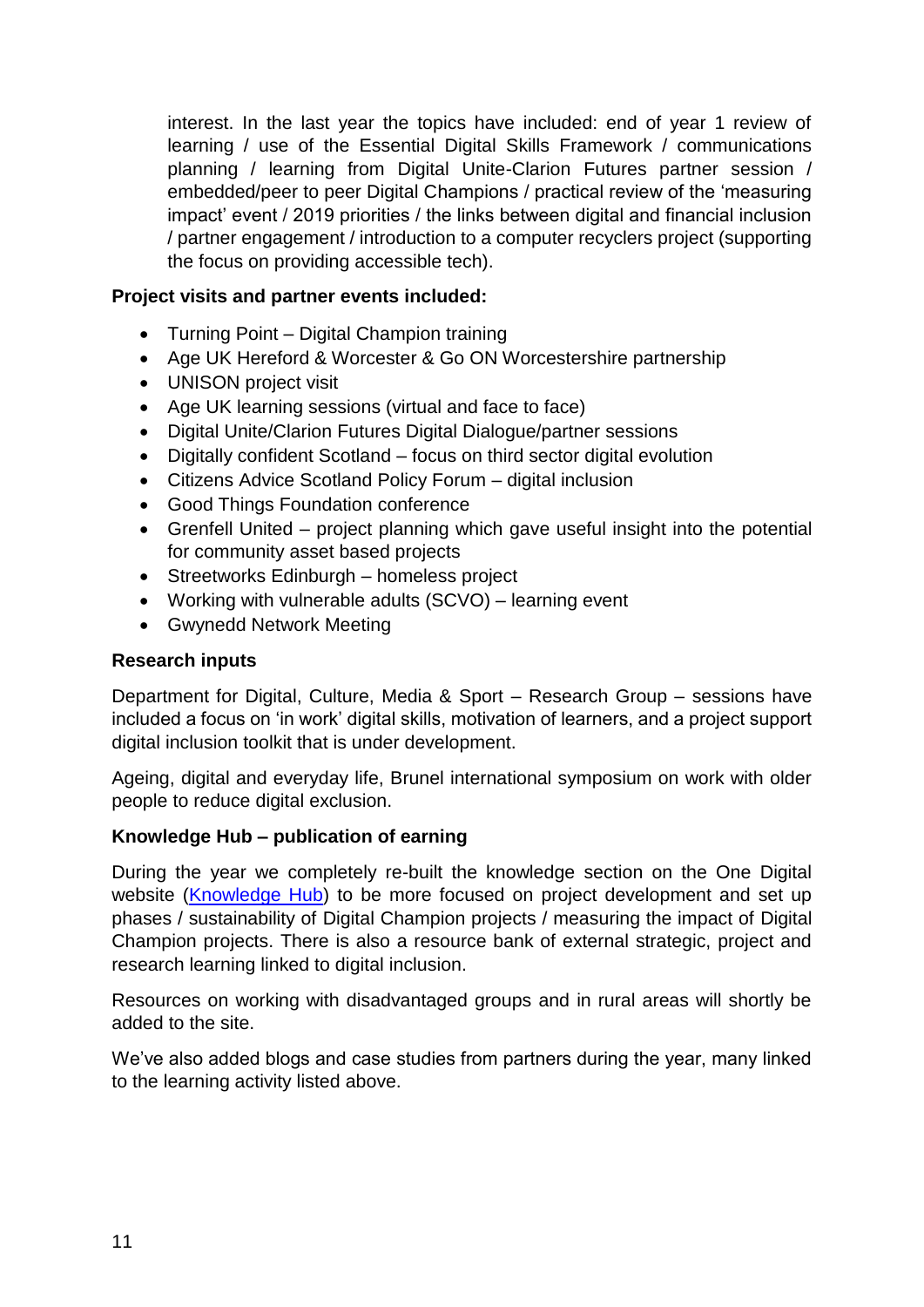interest. In the last year the topics have included: end of year 1 review of learning / use of the Essential Digital Skills Framework / communications planning / learning from Digital Unite-Clarion Futures partner session / embedded/peer to peer Digital Champions / practical review of the 'measuring impact' event / 2019 priorities / the links between digital and financial inclusion / partner engagement / introduction to a computer recyclers project (supporting the focus on providing accessible tech).

**Project visits and partner events included:**

- Turning Point – Digital Champion training
- Age UK Hereford & Worcester & Go ON Worcestershire partnership
- UNISON project visit
- Age UK learning sessions (virtual and face to face)
- Digital Unite/Clarion Futures Digital Dialogue/partner sessions
- Digitally confident Scotland – focus on third sector digital evolution
- Citizens Advice Scotland Policy Forum – digital inclusion
- Good Things Foundation conference
- Grenfell United – project planning which gave useful insight into the potential for community asset based projects
- Streetworks Edinburgh – homeless project
- Working with vulnerable adults (SCVO) – learning event
- Gwynedd Network Meeting

**Research inputs**

Department for Digital, Culture, Media & Sport – Research Group – sessions have included a focus on 'in work' digital skills, motivation of learners, and a project support digital inclusion toolkit that is under development.

Ageing, digital and everyday life, Brunel international symposium on work with older people to reduce digital exclusion.

**Knowledge Hub – publication of earning**

During the year we completely re-built the knowledge section on the One Digital website (Knowledge Hub) to be more focused on project development and set up phases / sustainability of Digital Champion projects / measuring the impact of Digital Champion projects. There is also a resource bank of external strategic, project and research learning linked to digital inclusion.

Resources on working with disadvantaged groups and in rural areas will shortly be added to the site.

We've also added blogs and case studies from partners during the year, many linked to the learning activity listed above.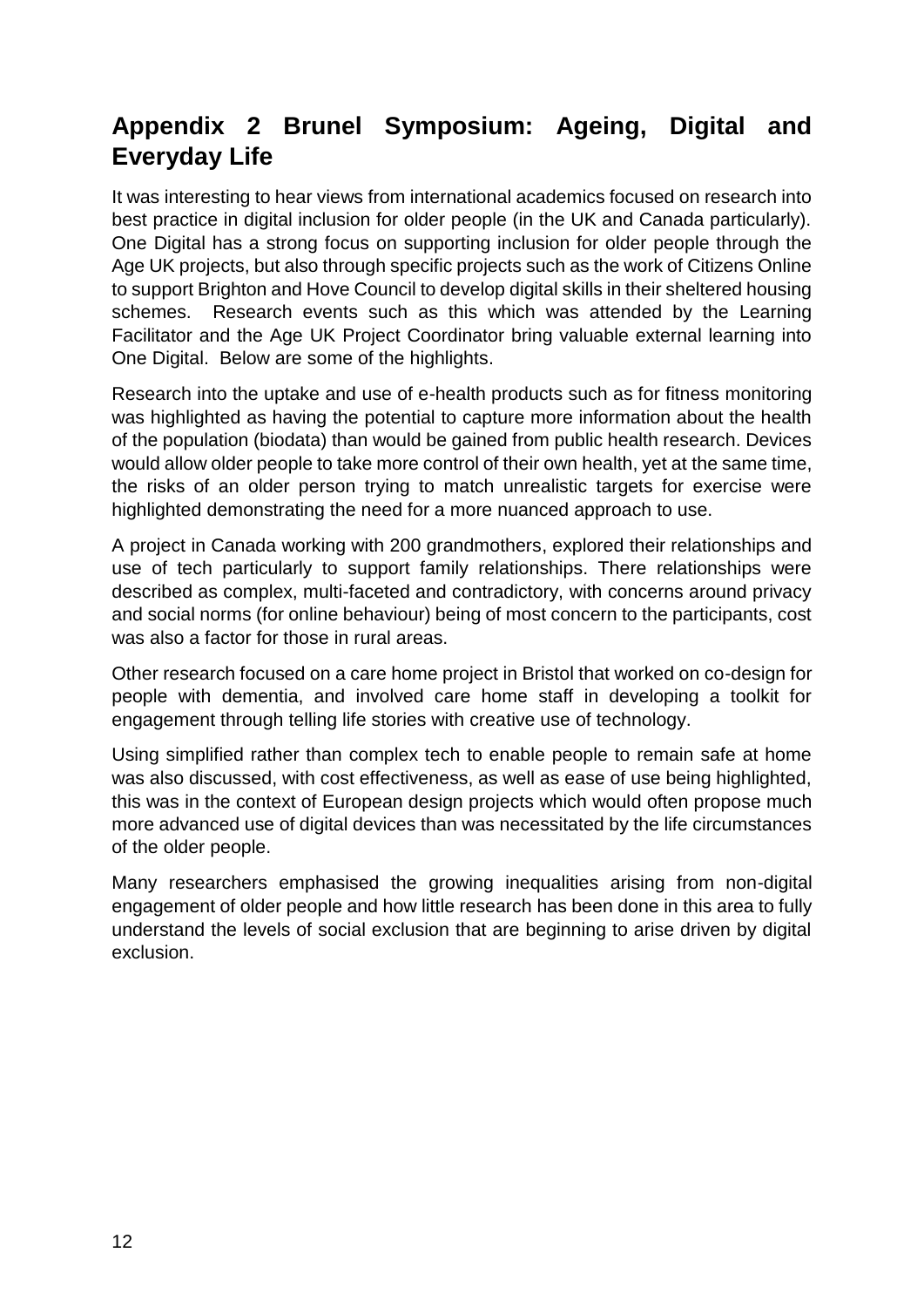## Appendix 2 Brunel Symposium: Ageing, Digital and Everyday Life

It was interesting to hear views from international academics focused on research into best practice in digital inclusion for older people (in the UK and Canada particularly). One Digital has a strong focus on supporting inclusion for older people through the Age UK projects, but also through specific projects such as the work of Citizens Online to support Brighton and Hove Council to develop digital skills in their sheltered housing schemes. Research events such as this which was attended by the Learning Facilitator and the Age UK Project Coordinator bring valuable external learning into One Digital. Below are some of the highlights.

Research into the uptake and use of e-health products such as for fitness monitoring was highlighted as having the potential to capture more information about the health of the population (biodata) than would be gained from public health research. Devices would allow older people to take more control of their own health, yet at the same time, the risks of an older person trying to match unrealistic targets for exercise were highlighted demonstrating the need for a more nuanced approach to use.

A project in Canada working with 200 grandmothers, explored their relationships and use of tech particularly to support family relationships. There relationships were described as complex, multi-faceted and contradictory, with concerns around privacy and social norms (for online behaviour) being of most concern to the participants, cost was also a factor for those in rural areas.

Other research focused on a care home project in Bristol that worked on co-design for people with dementia, and involved care home staff in developing a toolkit for engagement through telling life stories with creative use of technology.

Using simplified rather than complex tech to enable people to remain safe at home was also discussed, with cost effectiveness, as well as ease of use being highlighted, this was in the context of European design projects which would often propose much more advanced use of digital devices than was necessitated by the life circumstances of the older people.

Many researchers emphasised the growing inequalities arising from non-digital engagement of older people and how little research has been done in this area to fully understand the levels of social exclusion that are beginning to arise driven by digital exclusion.